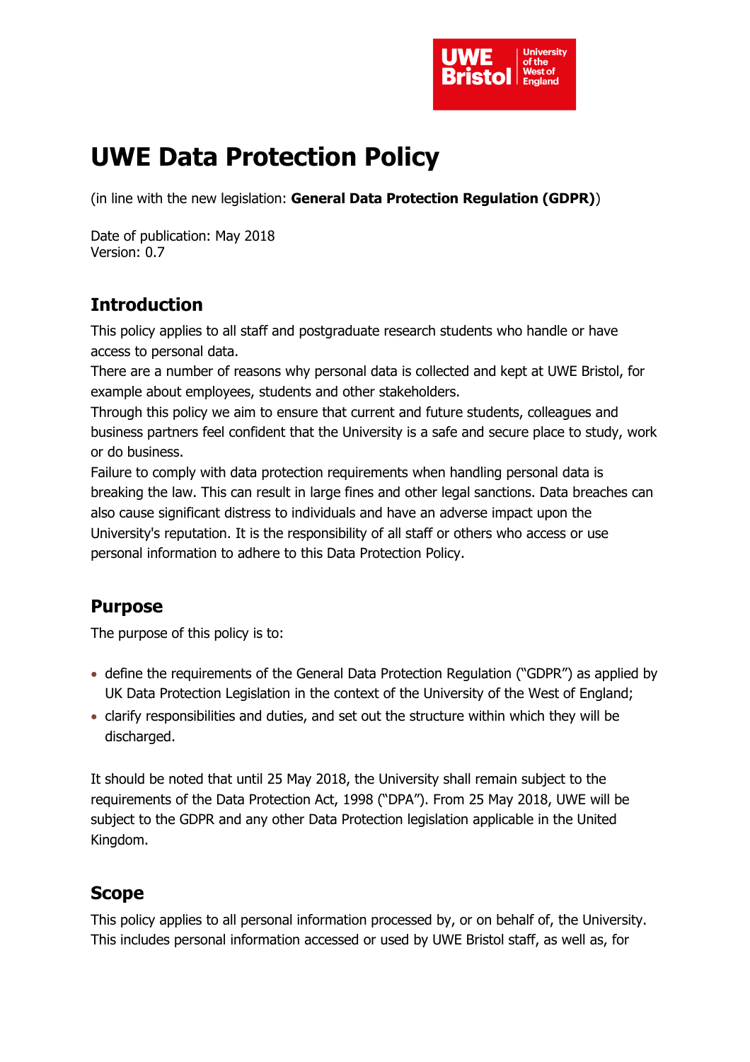# UWE Data Protection Policy

(in line with the new legislation: **General Data Protection Regulation (GDPR)**)

Date of publication: May 2018
Version: 0.7

## Introduction

This policy applies to all staff and postgraduate research students who handle or have access to personal data.
There are a number of reasons why personal data is collected and kept at UWE Bristol, for example about employees, students and other stakeholders.
Through this policy we aim to ensure that current and future students, colleagues and business partners feel confident that the University is a safe and secure place to study, work or do business.
Failure to comply with data protection requirements when handling personal data is breaking the law. This can result in large fines and other legal sanctions. Data breaches can also cause significant distress to individuals and have an adverse impact upon the University's reputation. It is the responsibility of all staff or others who access or use personal information to adhere to this Data Protection Policy.

## Purpose

The purpose of this policy is to:

- define the requirements of the General Data Protection Regulation ("GDPR") as applied by UK Data Protection Legislation in the context of the University of the West of England;
- clarify responsibilities and duties, and set out the structure within which they will be discharged.

It should be noted that until 25 May 2018, the University shall remain subject to the requirements of the Data Protection Act, 1998 ("DPA"). From 25 May 2018, UWE will be subject to the GDPR and any other Data Protection legislation applicable in the United Kingdom.

## Scope

This policy applies to all personal information processed by, or on behalf of, the University. This includes personal information accessed or used by UWE Bristol staff, as well as, for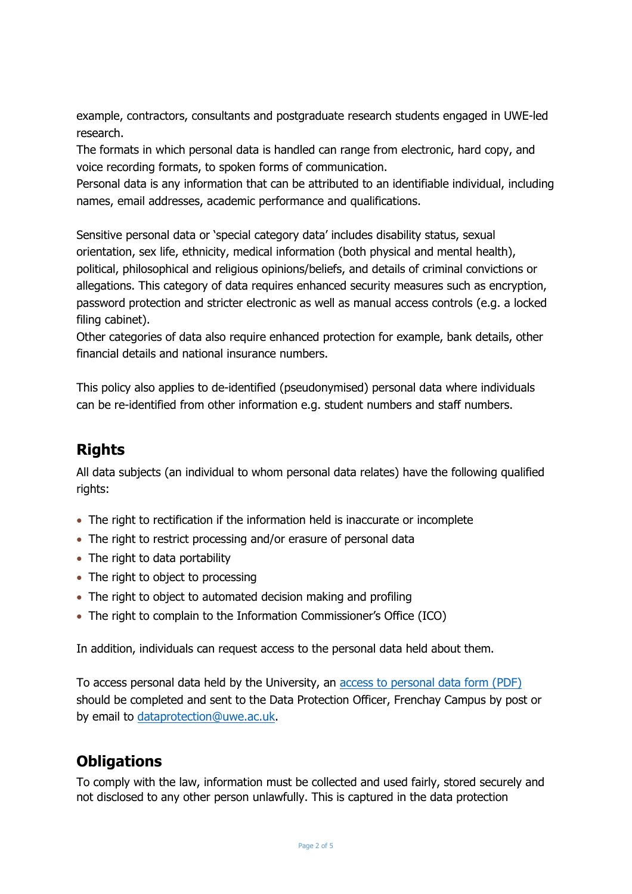example, contractors, consultants and postgraduate research students engaged in UWE-led research.

The formats in which personal data is handled can range from electronic, hard copy, and voice recording formats, to spoken forms of communication.

Personal data is any information that can be attributed to an identifiable individual, including names, email addresses, academic performance and qualifications.

Sensitive personal data or 'special category data' includes disability status, sexual orientation, sex life, ethnicity, medical information (both physical and mental health), political, philosophical and religious opinions/beliefs, and details of criminal convictions or allegations. This category of data requires enhanced security measures such as encryption, password protection and stricter electronic as well as manual access controls (e.g. a locked filing cabinet).

Other categories of data also require enhanced protection for example, bank details, other financial details and national insurance numbers.

This policy also applies to de-identified (pseudonymised) personal data where individuals can be re-identified from other information e.g. student numbers and staff numbers.

## Rights

All data subjects (an individual to whom personal data relates) have the following qualified rights:

- The right to rectification if the information held is inaccurate or incomplete
- The right to restrict processing and/or erasure of personal data
- The right to data portability
- The right to object to processing
- The right to object to automated decision making and profiling
- The right to complain to the Information Commissioner's Office (ICO)

In addition, individuals can request access to the personal data held about them.

To access personal data held by the University, an [access to personal data form (PDF)] should be completed and sent to the Data Protection Officer, Frenchay Campus by post or by email to [dataprotection@uwe.ac.uk].

## Obligations

To comply with the law, information must be collected and used fairly, stored securely and not disclosed to any other person unlawfully. This is captured in the data protection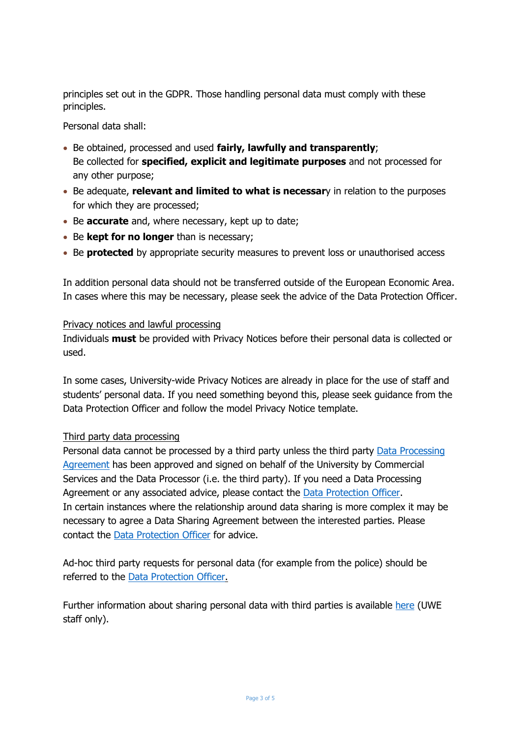principles set out in the GDPR. Those handling personal data must comply with these principles.

Personal data shall:

- Be obtained, processed and used **fairly, lawfully and transparently**;
  Be collected for **specified, explicit and legitimate purposes** and not processed for any other purpose;
- Be adequate, **relevant and limited to what is necessar**y in relation to the purposes for which they are processed;
- Be **accurate** and, where necessary, kept up to date;
- Be **kept for no longer** than is necessary;
- Be **protected** by appropriate security measures to prevent loss or unauthorised access

In addition personal data should not be transferred outside of the European Economic Area. In cases where this may be necessary, please seek the advice of the Data Protection Officer.

Privacy notices and lawful processing

Individuals **must** be provided with Privacy Notices before their personal data is collected or used.

In some cases, University-wide Privacy Notices are already in place for the use of staff and students' personal data. If you need something beyond this, please seek guidance from the Data Protection Officer and follow the model Privacy Notice template.

Third party data processing

Personal data cannot be processed by a third party unless the third party Data Processing Agreement has been approved and signed on behalf of the University by Commercial Services and the Data Processor (i.e. the third party). If you need a Data Processing Agreement or any associated advice, please contact the Data Protection Officer.
In certain instances where the relationship around data sharing is more complex it may be necessary to agree a Data Sharing Agreement between the interested parties. Please contact the Data Protection Officer for advice.

Ad-hoc third party requests for personal data (for example from the police) should be referred to the Data Protection Officer.

Further information about sharing personal data with third parties is available here (UWE staff only).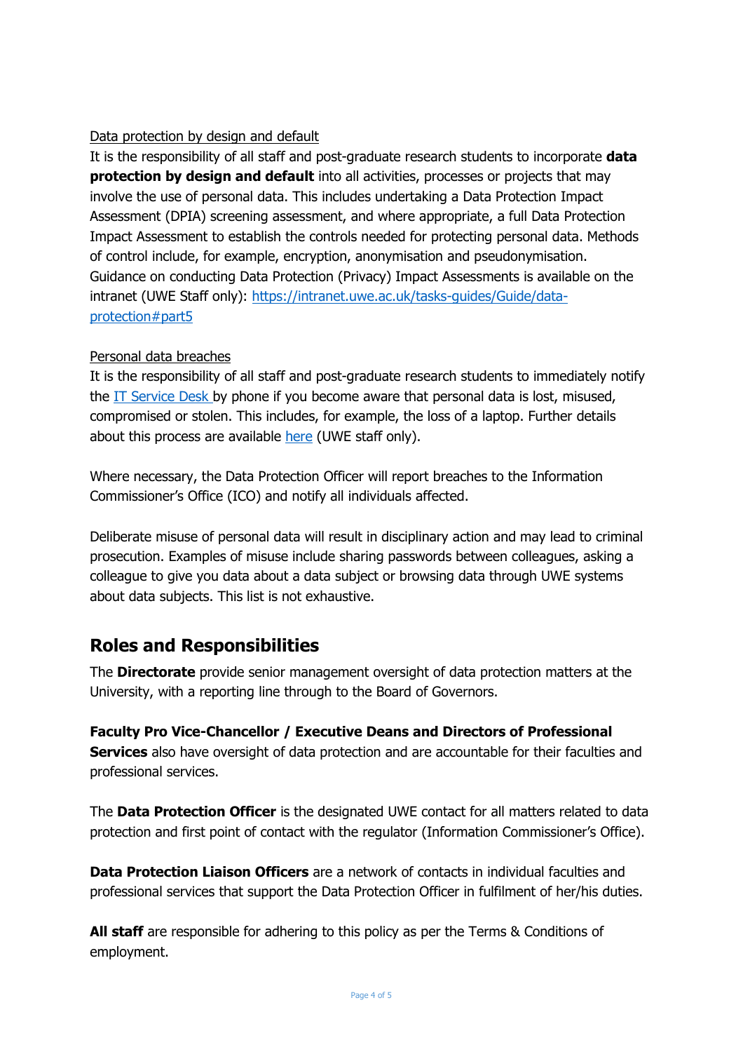Data protection by design and default

It is the responsibility of all staff and post-graduate research students to incorporate **data protection by design and default** into all activities, processes or projects that may involve the use of personal data. This includes undertaking a Data Protection Impact Assessment (DPIA) screening assessment, and where appropriate, a full Data Protection Impact Assessment to establish the controls needed for protecting personal data. Methods of control include, for example, encryption, anonymisation and pseudonymisation. Guidance on conducting Data Protection (Privacy) Impact Assessments is available on the intranet (UWE Staff only): [https://intranet.uwe.ac.uk/tasks-guides/Guide/data-protection#part5](https://intranet.uwe.ac.uk/tasks-guides/Guide/data-protection#part5)

Personal data breaches

It is the responsibility of all staff and post-graduate research students to immediately notify the IT Service Desk by phone if you become aware that personal data is lost, misused, compromised or stolen. This includes, for example, the loss of a laptop. Further details about this process are available here (UWE staff only).

Where necessary, the Data Protection Officer will report breaches to the Information Commissioner's Office (ICO) and notify all individuals affected.

Deliberate misuse of personal data will result in disciplinary action and may lead to criminal prosecution. Examples of misuse include sharing passwords between colleagues, asking a colleague to give you data about a data subject or browsing data through UWE systems about data subjects. This list is not exhaustive.

## Roles and Responsibilities

The **Directorate** provide senior management oversight of data protection matters at the University, with a reporting line through to the Board of Governors.

**Faculty Pro Vice-Chancellor / Executive Deans and Directors of Professional Services** also have oversight of data protection and are accountable for their faculties and professional services.

The **Data Protection Officer** is the designated UWE contact for all matters related to data protection and first point of contact with the regulator (Information Commissioner's Office).

**Data Protection Liaison Officers** are a network of contacts in individual faculties and professional services that support the Data Protection Officer in fulfilment of her/his duties.

**All staff** are responsible for adhering to this policy as per the Terms & Conditions of employment.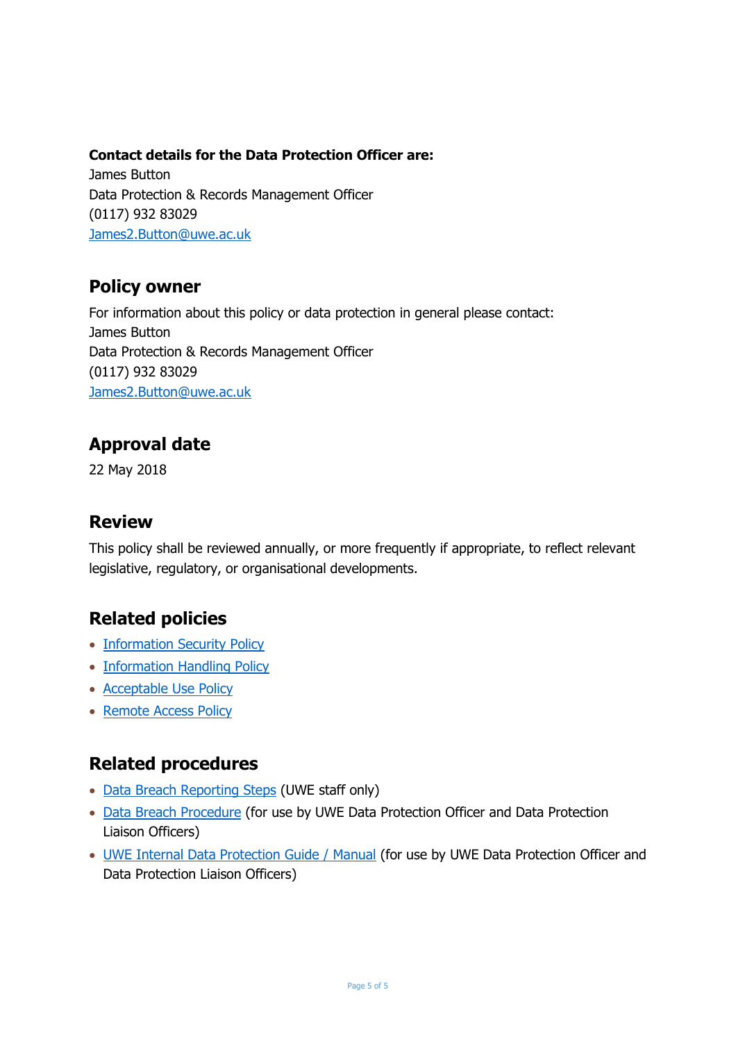**Contact details for the Data Protection Officer are:**
James Button
Data Protection & Records Management Officer
(0117) 932 83029
James2.Button@uwe.ac.uk

## Policy owner

For information about this policy or data protection in general please contact:
James Button
Data Protection & Records Management Officer
(0117) 932 83029
James2.Button@uwe.ac.uk

## Approval date

22 May 2018

## Review

This policy shall be reviewed annually, or more frequently if appropriate, to reflect relevant legislative, regulatory, or organisational developments.

## Related policies

- Information Security Policy
- Information Handling Policy
- Acceptable Use Policy
- Remote Access Policy

## Related procedures

- Data Breach Reporting Steps (UWE staff only)
- Data Breach Procedure (for use by UWE Data Protection Officer and Data Protection Liaison Officers)
- UWE Internal Data Protection Guide / Manual (for use by UWE Data Protection Officer and Data Protection Liaison Officers)